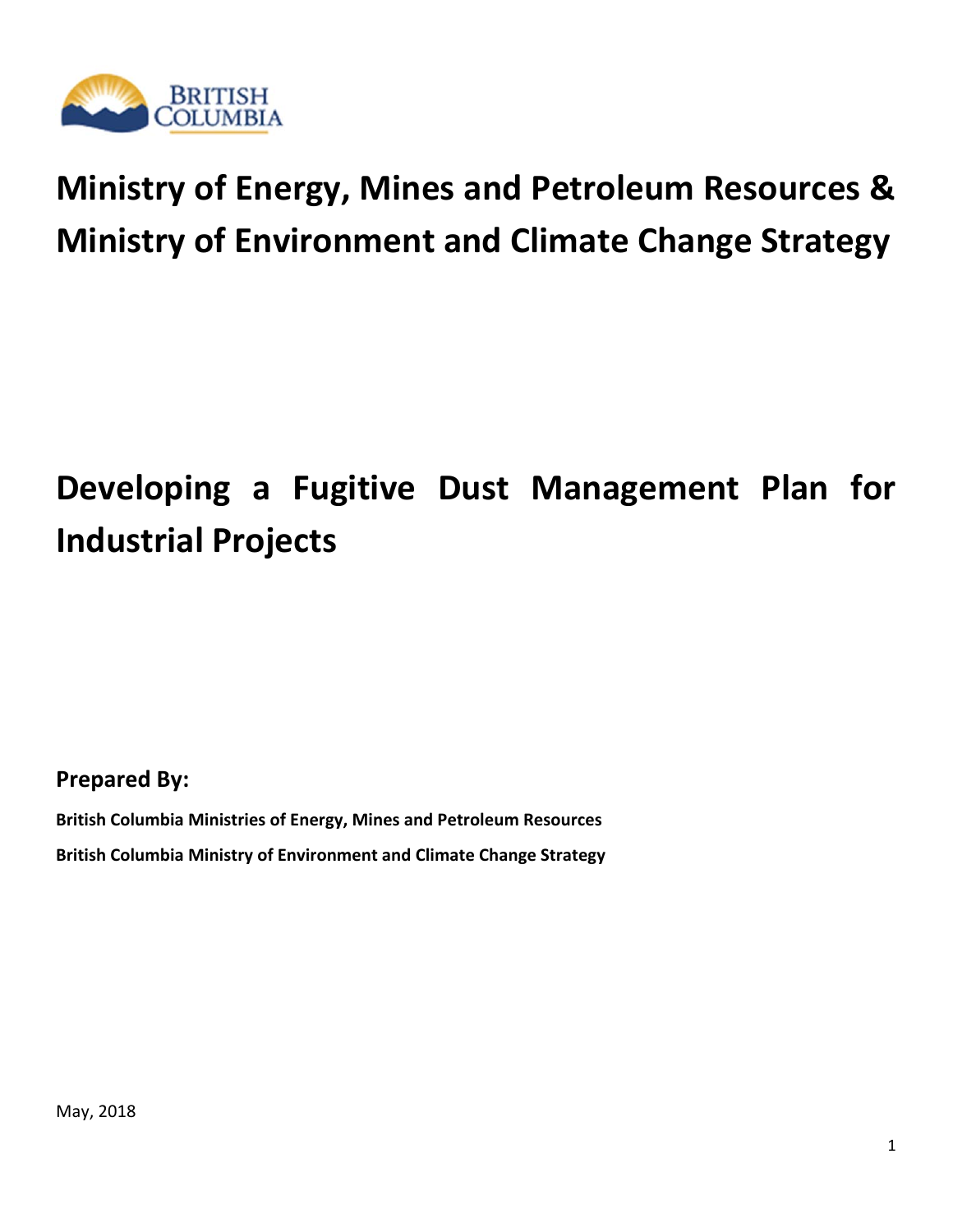# Ministry of Energy, Mines and Petroleum Resources & Ministry of Environment and Climate Change Strategy

# Developing a Fugitive Dust Management Plan for Industrial Projects

**Prepared By:**

**British Columbia Ministries of Energy, Mines and Petroleum Resources**

**British Columbia Ministry of Environment and Climate Change Strategy**

May, 2018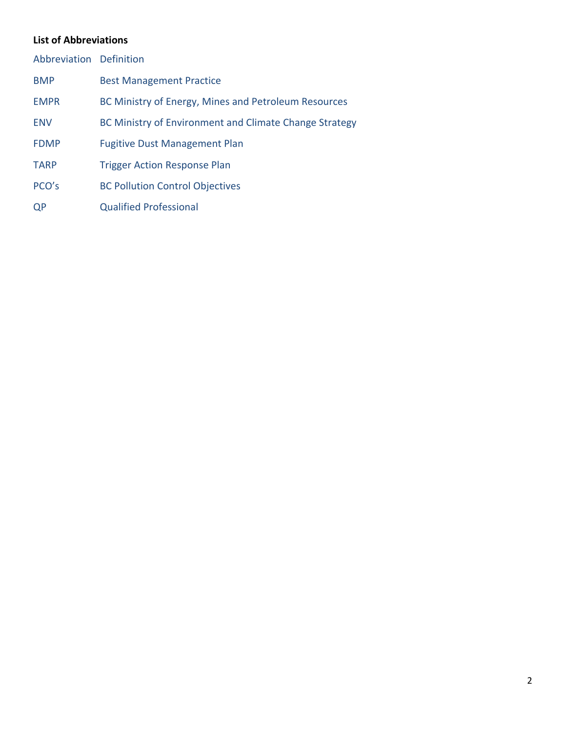**List of Abbreviations**

| Abbreviation | Definition |
|---|---|
| BMP | Best Management Practice |
| EMPR | BC Ministry of Energy, Mines and Petroleum Resources |
| ENV | BC Ministry of Environment and Climate Change Strategy |
| FDMP | Fugitive Dust Management Plan |
| TARP | Trigger Action Response Plan |
| PCO’s | BC Pollution Control Objectives |
| QP | Qualified Professional |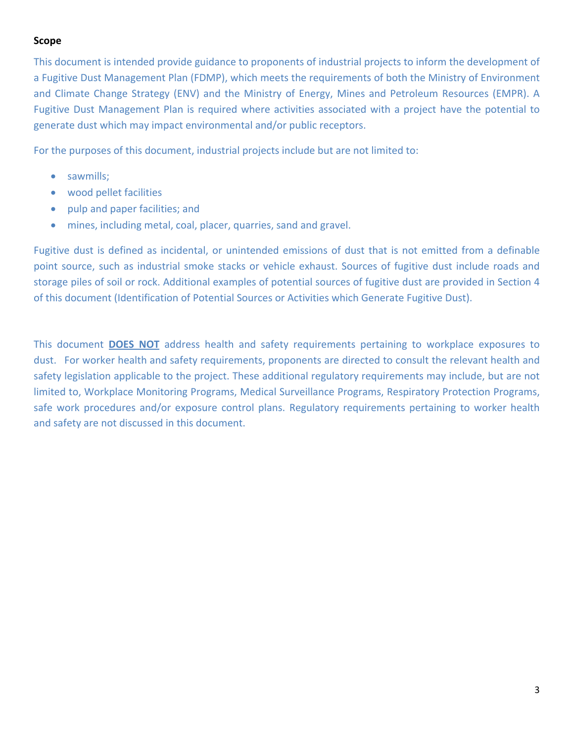**Scope**

This document is intended provide guidance to proponents of industrial projects to inform the development of a Fugitive Dust Management Plan (FDMP), which meets the requirements of both the Ministry of Environment and Climate Change Strategy (ENV) and the Ministry of Energy, Mines and Petroleum Resources (EMPR). A Fugitive Dust Management Plan is required where activities associated with a project have the potential to generate dust which may impact environmental and/or public receptors.

For the purposes of this document, industrial projects include but are not limited to:

- sawmills;
- wood pellet facilities
- pulp and paper facilities; and
- mines, including metal, coal, placer, quarries, sand and gravel.

Fugitive dust is defined as incidental, or unintended emissions of dust that is not emitted from a definable point source, such as industrial smoke stacks or vehicle exhaust. Sources of fugitive dust include roads and storage piles of soil or rock. Additional examples of potential sources of fugitive dust are provided in Section 4 of this document (Identification of Potential Sources or Activities which Generate Fugitive Dust).

This document **<u>DOES NOT</u>** address health and safety requirements pertaining to workplace exposures to dust. For worker health and safety requirements, proponents are directed to consult the relevant health and safety legislation applicable to the project. These additional regulatory requirements may include, but are not limited to, Workplace Monitoring Programs, Medical Surveillance Programs, Respiratory Protection Programs, safe work procedures and/or exposure control plans. Regulatory requirements pertaining to worker health and safety are not discussed in this document.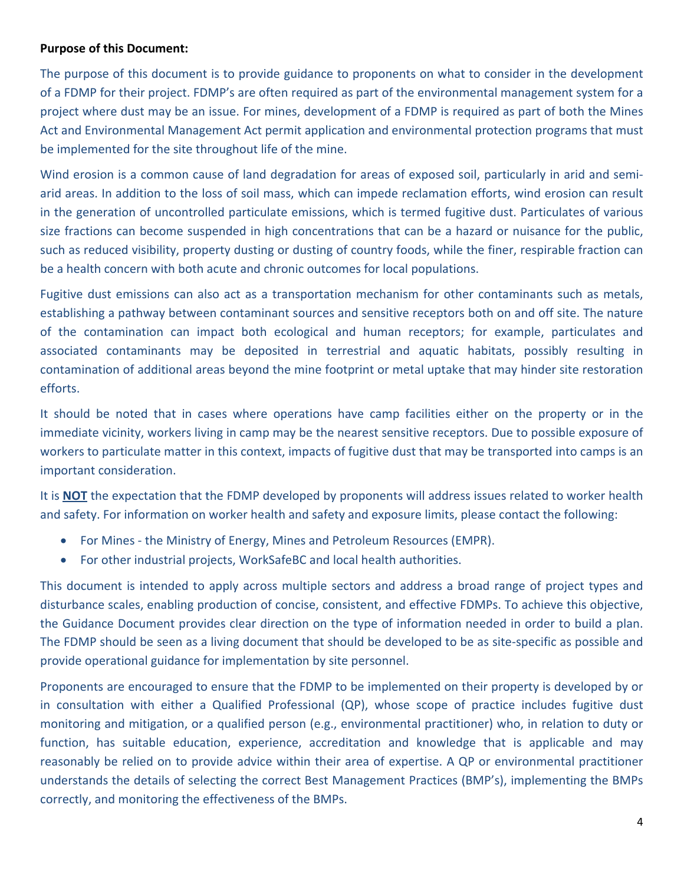**Purpose of this Document:**

The purpose of this document is to provide guidance to proponents on what to consider in the development of a FDMP for their project. FDMP's are often required as part of the environmental management system for a project where dust may be an issue. For mines, development of a FDMP is required as part of both the Mines Act and Environmental Management Act permit application and environmental protection programs that must be implemented for the site throughout life of the mine.

Wind erosion is a common cause of land degradation for areas of exposed soil, particularly in arid and semi-arid areas. In addition to the loss of soil mass, which can impede reclamation efforts, wind erosion can result in the generation of uncontrolled particulate emissions, which is termed fugitive dust. Particulates of various size fractions can become suspended in high concentrations that can be a hazard or nuisance for the public, such as reduced visibility, property dusting or dusting of country foods, while the finer, respirable fraction can be a health concern with both acute and chronic outcomes for local populations.

Fugitive dust emissions can also act as a transportation mechanism for other contaminants such as metals, establishing a pathway between contaminant sources and sensitive receptors both on and off site. The nature of the contamination can impact both ecological and human receptors; for example, particulates and associated contaminants may be deposited in terrestrial and aquatic habitats, possibly resulting in contamination of additional areas beyond the mine footprint or metal uptake that may hinder site restoration efforts.

It should be noted that in cases where operations have camp facilities either on the property or in the immediate vicinity, workers living in camp may be the nearest sensitive receptors. Due to possible exposure of workers to particulate matter in this context, impacts of fugitive dust that may be transported into camps is an important consideration.

It is **<u>NOT</u>** the expectation that the FDMP developed by proponents will address issues related to worker health and safety. For information on worker health and safety and exposure limits, please contact the following:

- For Mines - the Ministry of Energy, Mines and Petroleum Resources (EMPR).
- For other industrial projects, WorkSafeBC and local health authorities.

This document is intended to apply across multiple sectors and address a broad range of project types and disturbance scales, enabling production of concise, consistent, and effective FDMPs. To achieve this objective, the Guidance Document provides clear direction on the type of information needed in order to build a plan. The FDMP should be seen as a living document that should be developed to be as site-specific as possible and provide operational guidance for implementation by site personnel.

Proponents are encouraged to ensure that the FDMP to be implemented on their property is developed by or in consultation with either a Qualified Professional (QP), whose scope of practice includes fugitive dust monitoring and mitigation, or a qualified person (e.g., environmental practitioner) who, in relation to duty or function, has suitable education, experience, accreditation and knowledge that is applicable and may reasonably be relied on to provide advice within their area of expertise. A QP or environmental practitioner understands the details of selecting the correct Best Management Practices (BMP's), implementing the BMPs correctly, and monitoring the effectiveness of the BMPs.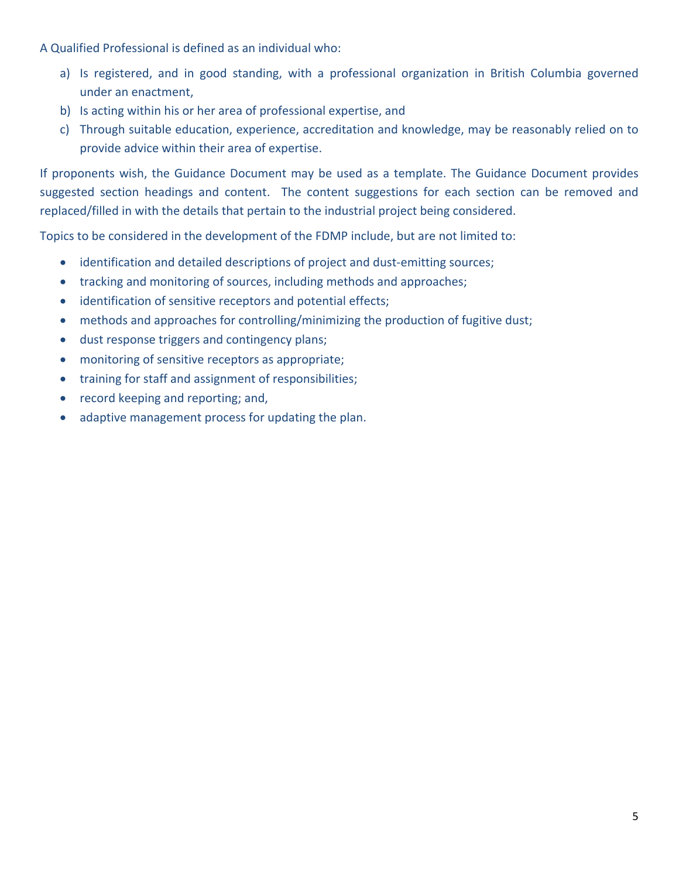A Qualified Professional is defined as an individual who:

a) Is registered, and in good standing, with a professional organization in British Columbia governed under an enactment,
b) Is acting within his or her area of professional expertise, and
c) Through suitable education, experience, accreditation and knowledge, may be reasonably relied on to provide advice within their area of expertise.

If proponents wish, the Guidance Document may be used as a template. The Guidance Document provides suggested section headings and content. The content suggestions for each section can be removed and replaced/filled in with the details that pertain to the industrial project being considered.

Topics to be considered in the development of the FDMP include, but are not limited to:

- identification and detailed descriptions of project and dust-emitting sources;
- tracking and monitoring of sources, including methods and approaches;
- identification of sensitive receptors and potential effects;
- methods and approaches for controlling/minimizing the production of fugitive dust;
- dust response triggers and contingency plans;
- monitoring of sensitive receptors as appropriate;
- training for staff and assignment of responsibilities;
- record keeping and reporting; and,
- adaptive management process for updating the plan.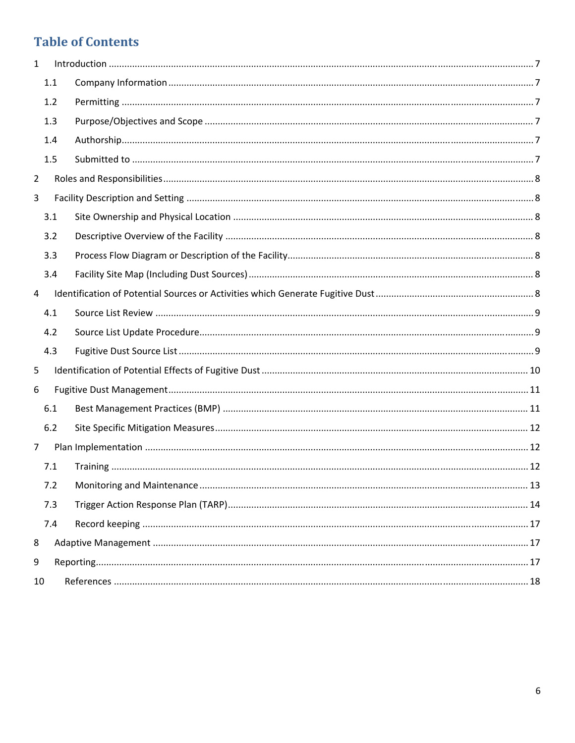# Table of Contents

1 Introduction ........ 7
  1.1 Company Information ........ 7
  1.2 Permitting ........ 7
  1.3 Purpose/Objectives and Scope ........ 7
  1.4 Authorship ........ 7
  1.5 Submitted to ........ 7
2 Roles and Responsibilities ........ 8
3 Facility Description and Setting ........ 8
  3.1 Site Ownership and Physical Location ........ 8
  3.2 Descriptive Overview of the Facility ........ 8
  3.3 Process Flow Diagram or Description of the Facility ........ 8
  3.4 Facility Site Map (Including Dust Sources) ........ 8
4 Identification of Potential Sources or Activities which Generate Fugitive Dust ........ 8
  4.1 Source List Review ........ 9
  4.2 Source List Update Procedure ........ 9
  4.3 Fugitive Dust Source List ........ 9
5 Identification of Potential Effects of Fugitive Dust ........ 10
6 Fugitive Dust Management ........ 11
  6.1 Best Management Practices (BMP) ........ 11
  6.2 Site Specific Mitigation Measures ........ 12
7 Plan Implementation ........ 12
  7.1 Training ........ 12
  7.2 Monitoring and Maintenance ........ 13
  7.3 Trigger Action Response Plan (TARP) ........ 14
  7.4 Record keeping ........ 17
8 Adaptive Management ........ 17
9 Reporting ........ 17
10 References ........ 18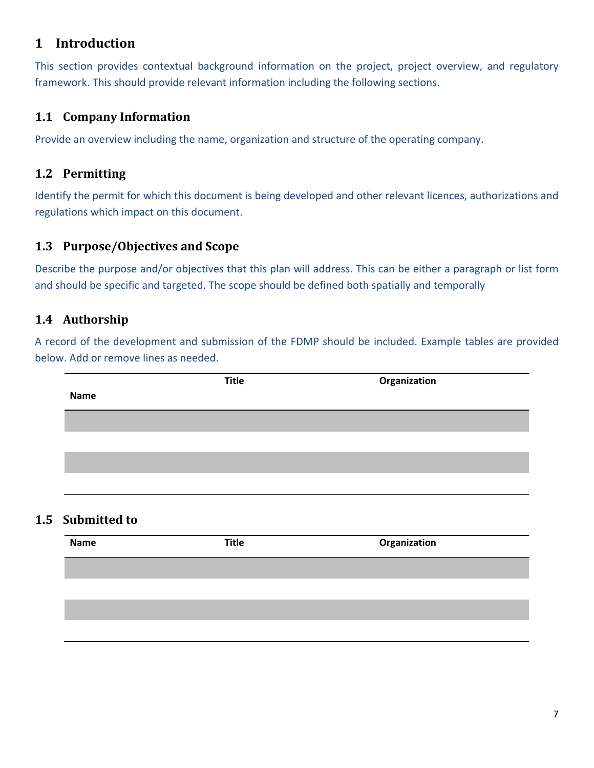# 1 Introduction

This section provides contextual background information on the project, project overview, and regulatory framework. This should provide relevant information including the following sections.

## 1.1 Company Information

Provide an overview including the name, organization and structure of the operating company.

## 1.2 Permitting

Identify the permit for which this document is being developed and other relevant licences, authorizations and regulations which impact on this document.

## 1.3 Purpose/Objectives and Scope

Describe the purpose and/or objectives that this plan will address. This can be either a paragraph or list form and should be specific and targeted. The scope should be defined both spatially and temporally

## 1.4 Authorship

A record of the development and submission of the FDMP should be included. Example tables are provided below. Add or remove lines as needed.

| Name | Title | Organization |
|---|---|---|
| | | |
| | | |
| | | |
| | | |

## 1.5 Submitted to

| Name | Title | Organization |
|---|---|---|
| | | |
| | | |
| | | |
| | | |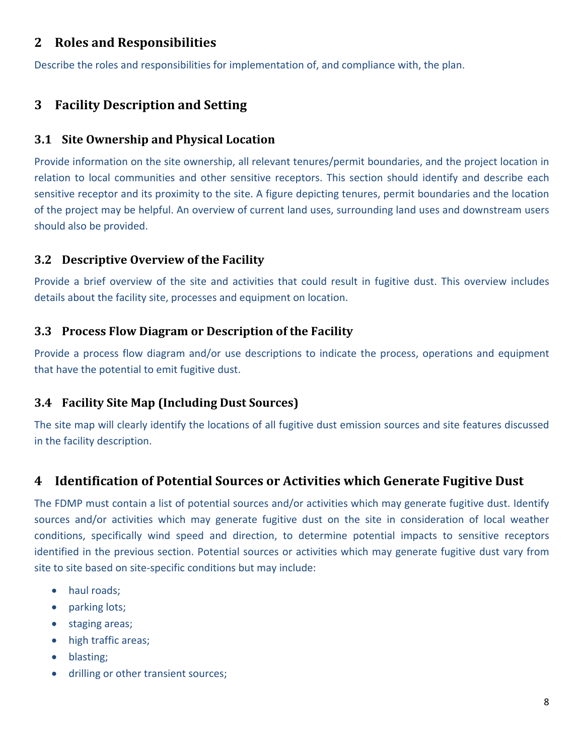## 2 Roles and Responsibilities

Describe the roles and responsibilities for implementation of, and compliance with, the plan.

## 3 Facility Description and Setting

### 3.1 Site Ownership and Physical Location

Provide information on the site ownership, all relevant tenures/permit boundaries, and the project location in relation to local communities and other sensitive receptors. This section should identify and describe each sensitive receptor and its proximity to the site. A figure depicting tenures, permit boundaries and the location of the project may be helpful. An overview of current land uses, surrounding land uses and downstream users should also be provided.

### 3.2 Descriptive Overview of the Facility

Provide a brief overview of the site and activities that could result in fugitive dust. This overview includes details about the facility site, processes and equipment on location.

### 3.3 Process Flow Diagram or Description of the Facility

Provide a process flow diagram and/or use descriptions to indicate the process, operations and equipment that have the potential to emit fugitive dust.

### 3.4 Facility Site Map (Including Dust Sources)

The site map will clearly identify the locations of all fugitive dust emission sources and site features discussed in the facility description.

## 4 Identification of Potential Sources or Activities which Generate Fugitive Dust

The FDMP must contain a list of potential sources and/or activities which may generate fugitive dust. Identify sources and/or activities which may generate fugitive dust on the site in consideration of local weather conditions, specifically wind speed and direction, to determine potential impacts to sensitive receptors identified in the previous section. Potential sources or activities which may generate fugitive dust vary from site to site based on site-specific conditions but may include:

- haul roads;
- parking lots;
- staging areas;
- high traffic areas;
- blasting;
- drilling or other transient sources;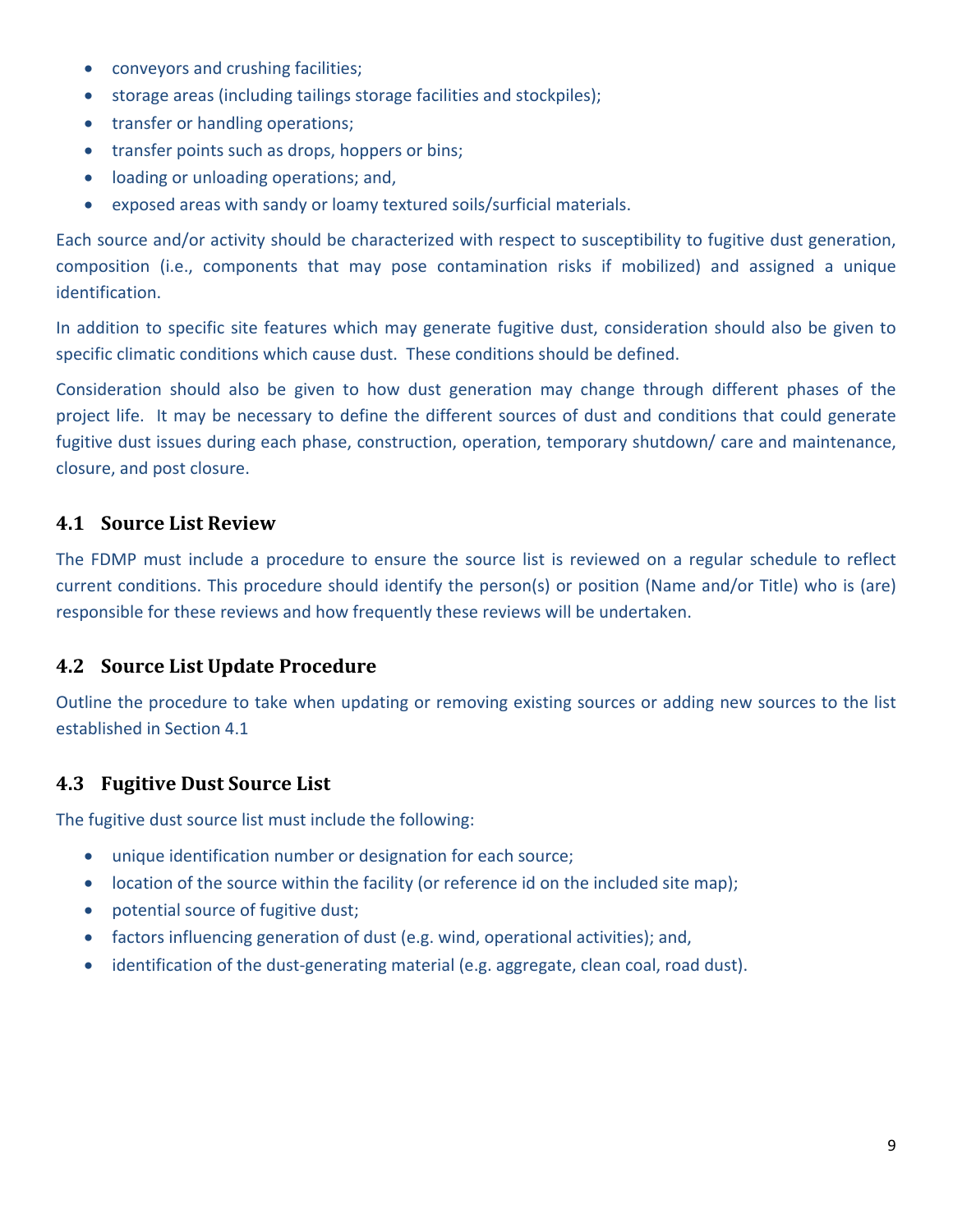- conveyors and crushing facilities;
- storage areas (including tailings storage facilities and stockpiles);
- transfer or handling operations;
- transfer points such as drops, hoppers or bins;
- loading or unloading operations; and,
- exposed areas with sandy or loamy textured soils/surficial materials.

Each source and/or activity should be characterized with respect to susceptibility to fugitive dust generation, composition (i.e., components that may pose contamination risks if mobilized) and assigned a unique identification.

In addition to specific site features which may generate fugitive dust, consideration should also be given to specific climatic conditions which cause dust. These conditions should be defined.

Consideration should also be given to how dust generation may change through different phases of the project life. It may be necessary to define the different sources of dust and conditions that could generate fugitive dust issues during each phase, construction, operation, temporary shutdown/ care and maintenance, closure, and post closure.

## 4.1 Source List Review

The FDMP must include a procedure to ensure the source list is reviewed on a regular schedule to reflect current conditions. This procedure should identify the person(s) or position (Name and/or Title) who is (are) responsible for these reviews and how frequently these reviews will be undertaken.

## 4.2 Source List Update Procedure

Outline the procedure to take when updating or removing existing sources or adding new sources to the list established in Section 4.1

## 4.3 Fugitive Dust Source List

The fugitive dust source list must include the following:

- unique identification number or designation for each source;
- location of the source within the facility (or reference id on the included site map);
- potential source of fugitive dust;
- factors influencing generation of dust (e.g. wind, operational activities); and,
- identification of the dust-generating material (e.g. aggregate, clean coal, road dust).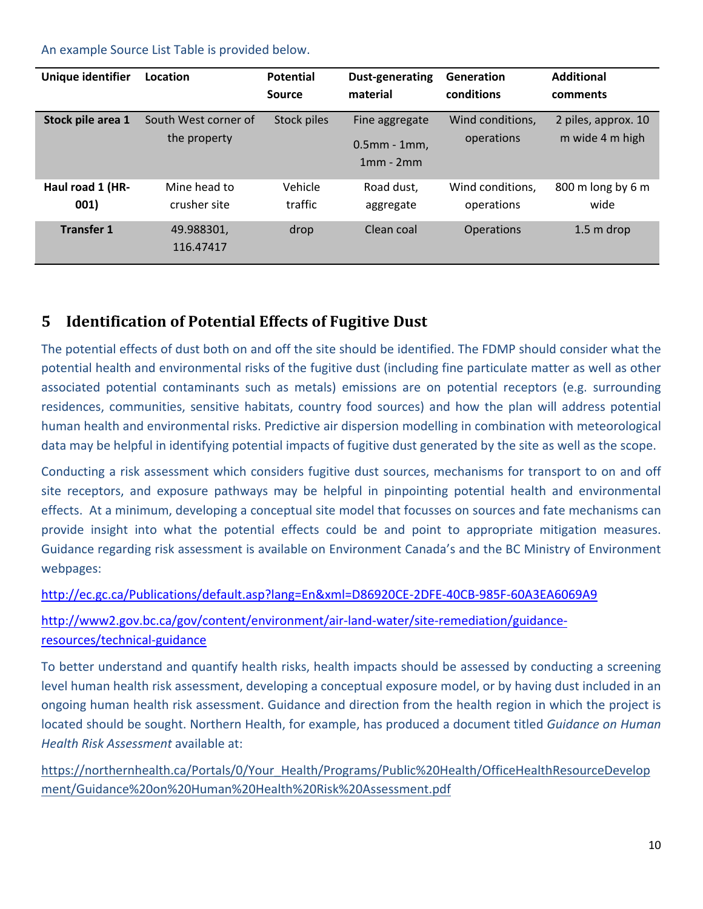An example Source List Table is provided below.

| Unique identifier | Location | Potential Source | Dust-generating material | Generation conditions | Additional comments |
|---|---|---|---|---|---|
| **Stock pile area 1** | South West corner of the property | Stock piles | Fine aggregate 0.5mm - 1mm, 1mm - 2mm | Wind conditions, operations | 2 piles, approx. 10 m wide 4 m high |
| **Haul road 1 (HR-001)** | Mine head to crusher site | Vehicle traffic | Road dust, aggregate | Wind conditions, operations | 800 m long by 6 m wide |
| **Transfer 1** | 49.988301, 116.47417 | drop | Clean coal | Operations | 1.5 m drop |

## 5 Identification of Potential Effects of Fugitive Dust

The potential effects of dust both on and off the site should be identified. The FDMP should consider what the potential health and environmental risks of the fugitive dust (including fine particulate matter as well as other associated potential contaminants such as metals) emissions are on potential receptors (e.g. surrounding residences, communities, sensitive habitats, country food sources) and how the plan will address potential human health and environmental risks. Predictive air dispersion modelling in combination with meteorological data may be helpful in identifying potential impacts of fugitive dust generated by the site as well as the scope.

Conducting a risk assessment which considers fugitive dust sources, mechanisms for transport to on and off site receptors, and exposure pathways may be helpful in pinpointing potential health and environmental effects. At a minimum, developing a conceptual site model that focusses on sources and fate mechanisms can provide insight into what the potential effects could be and point to appropriate mitigation measures. Guidance regarding risk assessment is available on Environment Canada's and the BC Ministry of Environment webpages:

http://ec.gc.ca/Publications/default.asp?lang=En&xml=D86920CE-2DFE-40CB-985F-60A3EA6069A9

http://www2.gov.bc.ca/gov/content/environment/air-land-water/site-remediation/guidance-resources/technical-guidance

To better understand and quantify health risks, health impacts should be assessed by conducting a screening level human health risk assessment, developing a conceptual exposure model, or by having dust included in an ongoing human health risk assessment. Guidance and direction from the health region in which the project is located should be sought. Northern Health, for example, has produced a document titled *Guidance on Human Health Risk Assessment* available at:

https://northernhealth.ca/Portals/0/Your_Health/Programs/Public%20Health/OfficeHealthResourceDevelopment/Guidance%20on%20Human%20Health%20Risk%20Assessment.pdf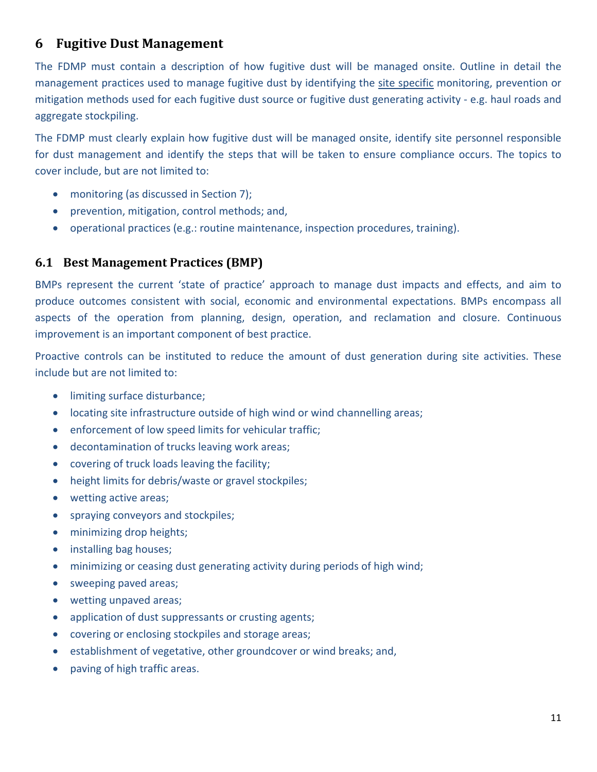## 6 Fugitive Dust Management

The FDMP must contain a description of how fugitive dust will be managed onsite. Outline in detail the management practices used to manage fugitive dust by identifying the site specific monitoring, prevention or mitigation methods used for each fugitive dust source or fugitive dust generating activity - e.g. haul roads and aggregate stockpiling.

The FDMP must clearly explain how fugitive dust will be managed onsite, identify site personnel responsible for dust management and identify the steps that will be taken to ensure compliance occurs. The topics to cover include, but are not limited to:

- monitoring (as discussed in Section 7);
- prevention, mitigation, control methods; and,
- operational practices (e.g.: routine maintenance, inspection procedures, training).

### 6.1 Best Management Practices (BMP)

BMPs represent the current 'state of practice' approach to manage dust impacts and effects, and aim to produce outcomes consistent with social, economic and environmental expectations. BMPs encompass all aspects of the operation from planning, design, operation, and reclamation and closure. Continuous improvement is an important component of best practice.

Proactive controls can be instituted to reduce the amount of dust generation during site activities. These include but are not limited to:

- limiting surface disturbance;
- locating site infrastructure outside of high wind or wind channelling areas;
- enforcement of low speed limits for vehicular traffic;
- decontamination of trucks leaving work areas;
- covering of truck loads leaving the facility;
- height limits for debris/waste or gravel stockpiles;
- wetting active areas;
- spraying conveyors and stockpiles;
- minimizing drop heights;
- installing bag houses;
- minimizing or ceasing dust generating activity during periods of high wind;
- sweeping paved areas;
- wetting unpaved areas;
- application of dust suppressants or crusting agents;
- covering or enclosing stockpiles and storage areas;
- establishment of vegetative, other groundcover or wind breaks; and,
- paving of high traffic areas.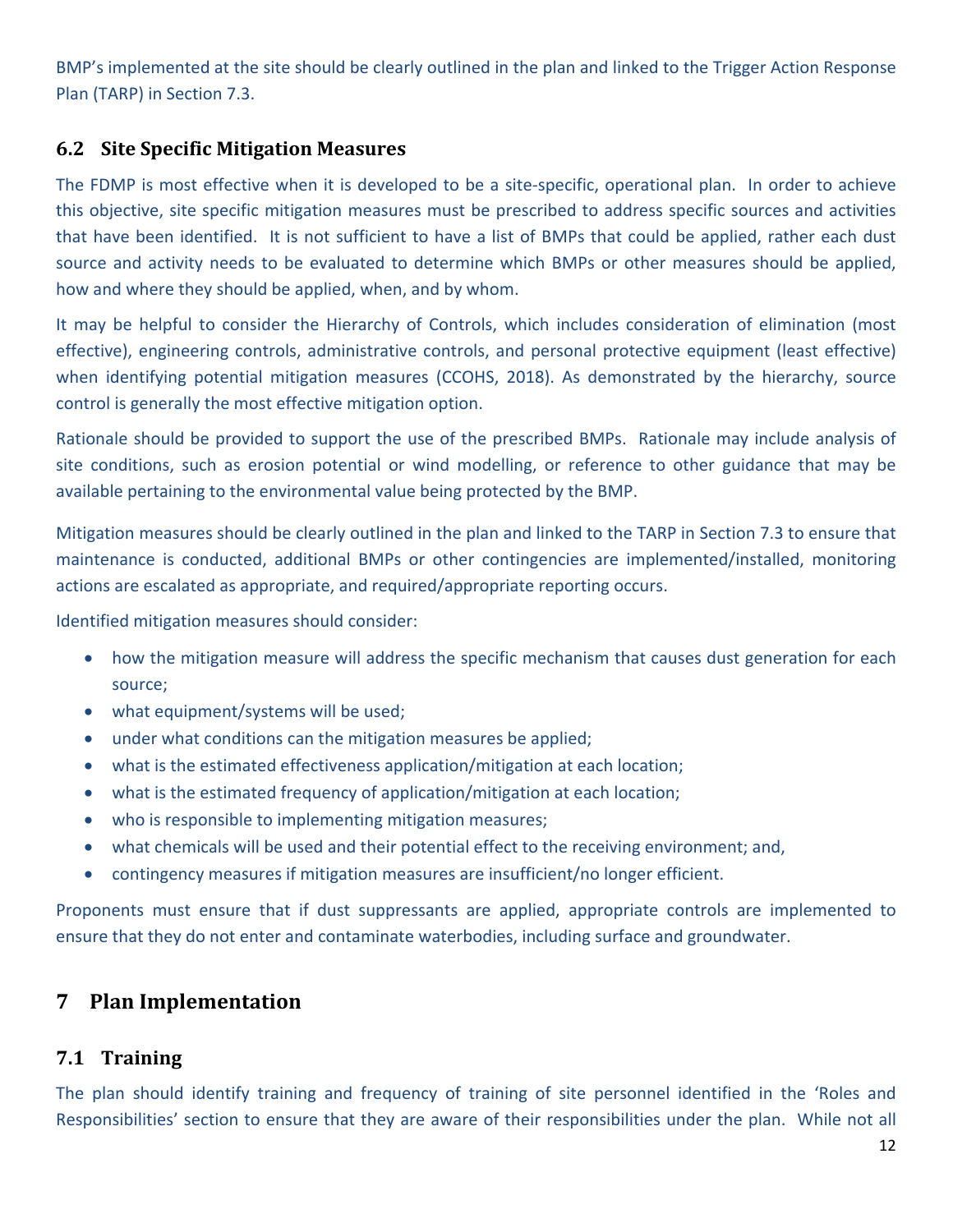BMP's implemented at the site should be clearly outlined in the plan and linked to the Trigger Action Response Plan (TARP) in Section 7.3.

## 6.2 Site Specific Mitigation Measures

The FDMP is most effective when it is developed to be a site-specific, operational plan. In order to achieve this objective, site specific mitigation measures must be prescribed to address specific sources and activities that have been identified. It is not sufficient to have a list of BMPs that could be applied, rather each dust source and activity needs to be evaluated to determine which BMPs or other measures should be applied, how and where they should be applied, when, and by whom.

It may be helpful to consider the Hierarchy of Controls, which includes consideration of elimination (most effective), engineering controls, administrative controls, and personal protective equipment (least effective) when identifying potential mitigation measures (CCOHS, 2018). As demonstrated by the hierarchy, source control is generally the most effective mitigation option.

Rationale should be provided to support the use of the prescribed BMPs. Rationale may include analysis of site conditions, such as erosion potential or wind modelling, or reference to other guidance that may be available pertaining to the environmental value being protected by the BMP.

Mitigation measures should be clearly outlined in the plan and linked to the TARP in Section 7.3 to ensure that maintenance is conducted, additional BMPs or other contingencies are implemented/installed, monitoring actions are escalated as appropriate, and required/appropriate reporting occurs.

Identified mitigation measures should consider:

- how the mitigation measure will address the specific mechanism that causes dust generation for each source;
- what equipment/systems will be used;
- under what conditions can the mitigation measures be applied;
- what is the estimated effectiveness application/mitigation at each location;
- what is the estimated frequency of application/mitigation at each location;
- who is responsible to implementing mitigation measures;
- what chemicals will be used and their potential effect to the receiving environment; and,
- contingency measures if mitigation measures are insufficient/no longer efficient.

Proponents must ensure that if dust suppressants are applied, appropriate controls are implemented to ensure that they do not enter and contaminate waterbodies, including surface and groundwater.

# 7 Plan Implementation

## 7.1 Training

The plan should identify training and frequency of training of site personnel identified in the 'Roles and Responsibilities' section to ensure that they are aware of their responsibilities under the plan. While not all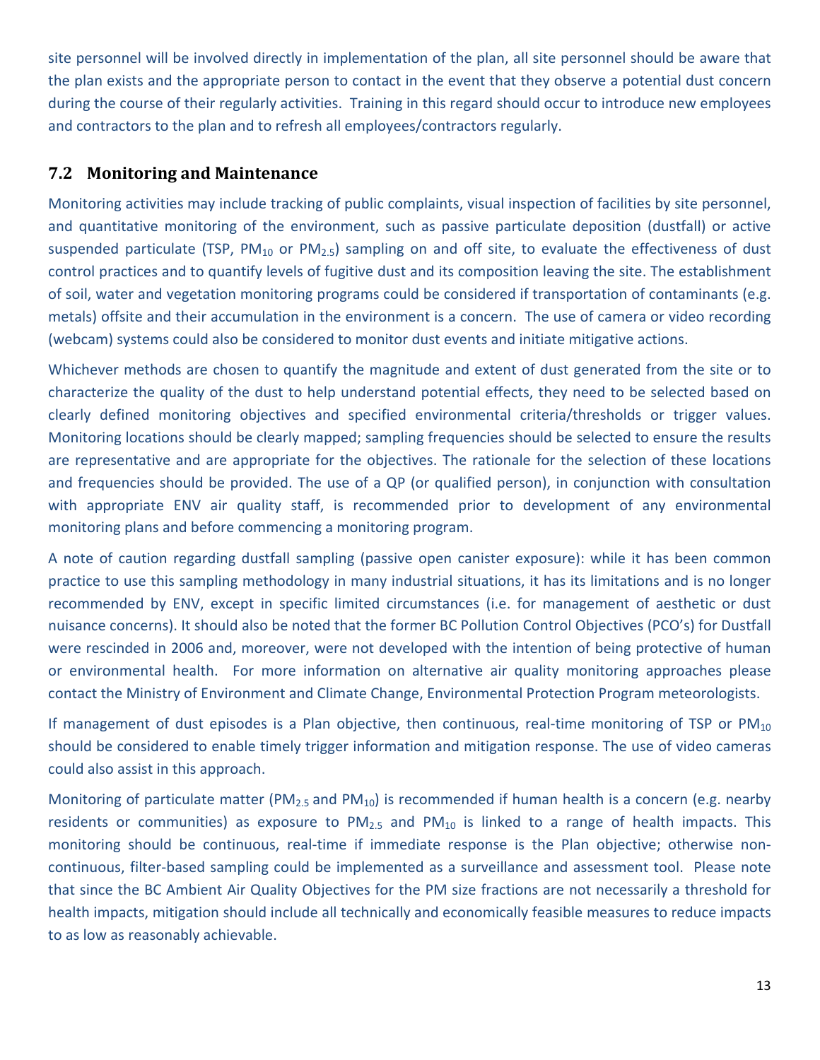site personnel will be involved directly in implementation of the plan, all site personnel should be aware that the plan exists and the appropriate person to contact in the event that they observe a potential dust concern during the course of their regularly activities. Training in this regard should occur to introduce new employees and contractors to the plan and to refresh all employees/contractors regularly.

## 7.2 Monitoring and Maintenance

Monitoring activities may include tracking of public complaints, visual inspection of facilities by site personnel, and quantitative monitoring of the environment, such as passive particulate deposition (dustfall) or active suspended particulate (TSP, $PM_{10}$ or $PM_{2.5}$) sampling on and off site, to evaluate the effectiveness of dust control practices and to quantify levels of fugitive dust and its composition leaving the site. The establishment of soil, water and vegetation monitoring programs could be considered if transportation of contaminants (e.g. metals) offsite and their accumulation in the environment is a concern. The use of camera or video recording (webcam) systems could also be considered to monitor dust events and initiate mitigative actions.

Whichever methods are chosen to quantify the magnitude and extent of dust generated from the site or to characterize the quality of the dust to help understand potential effects, they need to be selected based on clearly defined monitoring objectives and specified environmental criteria/thresholds or trigger values. Monitoring locations should be clearly mapped; sampling frequencies should be selected to ensure the results are representative and are appropriate for the objectives. The rationale for the selection of these locations and frequencies should be provided. The use of a QP (or qualified person), in conjunction with consultation with appropriate ENV air quality staff, is recommended prior to development of any environmental monitoring plans and before commencing a monitoring program.

A note of caution regarding dustfall sampling (passive open canister exposure): while it has been common practice to use this sampling methodology in many industrial situations, it has its limitations and is no longer recommended by ENV, except in specific limited circumstances (i.e. for management of aesthetic or dust nuisance concerns). It should also be noted that the former BC Pollution Control Objectives (PCO's) for Dustfall were rescinded in 2006 and, moreover, were not developed with the intention of being protective of human or environmental health. For more information on alternative air quality monitoring approaches please contact the Ministry of Environment and Climate Change, Environmental Protection Program meteorologists.

If management of dust episodes is a Plan objective, then continuous, real-time monitoring of TSP or $PM_{10}$ should be considered to enable timely trigger information and mitigation response. The use of video cameras could also assist in this approach.

Monitoring of particulate matter ($PM_{2.5}$ and $PM_{10}$) is recommended if human health is a concern (e.g. nearby residents or communities) as exposure to $PM_{2.5}$ and $PM_{10}$ is linked to a range of health impacts. This monitoring should be continuous, real-time if immediate response is the Plan objective; otherwise non-continuous, filter-based sampling could be implemented as a surveillance and assessment tool. Please note that since the BC Ambient Air Quality Objectives for the PM size fractions are not necessarily a threshold for health impacts, mitigation should include all technically and economically feasible measures to reduce impacts to as low as reasonably achievable.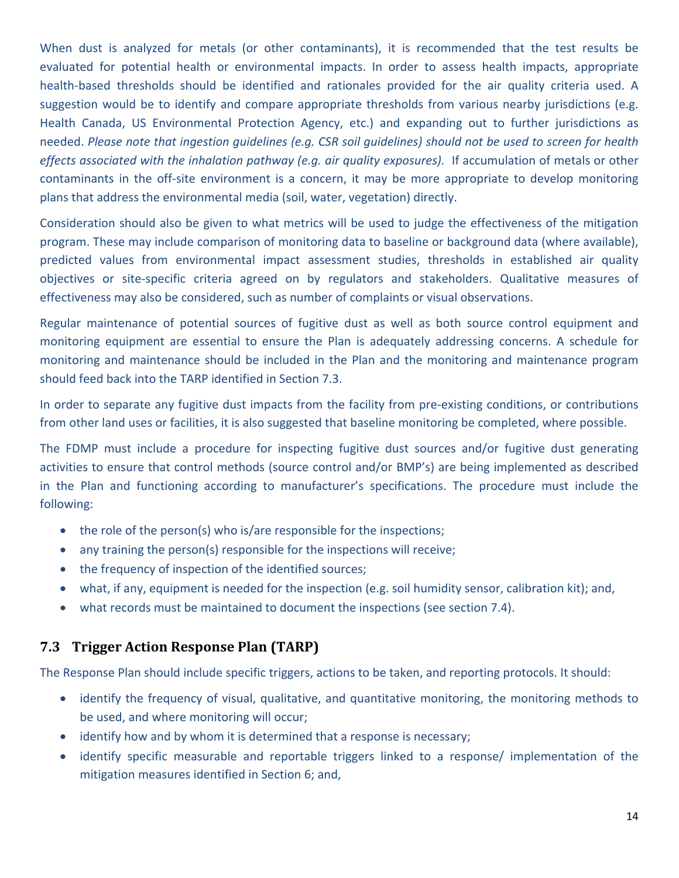When dust is analyzed for metals (or other contaminants), it is recommended that the test results be evaluated for potential health or environmental impacts. In order to assess health impacts, appropriate health-based thresholds should be identified and rationales provided for the air quality criteria used. A suggestion would be to identify and compare appropriate thresholds from various nearby jurisdictions (e.g. Health Canada, US Environmental Protection Agency, etc.) and expanding out to further jurisdictions as needed. *Please note that ingestion guidelines (e.g. CSR soil guidelines) should not be used to screen for health effects associated with the inhalation pathway (e.g. air quality exposures).* If accumulation of metals or other contaminants in the off-site environment is a concern, it may be more appropriate to develop monitoring plans that address the environmental media (soil, water, vegetation) directly.

Consideration should also be given to what metrics will be used to judge the effectiveness of the mitigation program. These may include comparison of monitoring data to baseline or background data (where available), predicted values from environmental impact assessment studies, thresholds in established air quality objectives or site-specific criteria agreed on by regulators and stakeholders. Qualitative measures of effectiveness may also be considered, such as number of complaints or visual observations.

Regular maintenance of potential sources of fugitive dust as well as both source control equipment and monitoring equipment are essential to ensure the Plan is adequately addressing concerns. A schedule for monitoring and maintenance should be included in the Plan and the monitoring and maintenance program should feed back into the TARP identified in Section 7.3.

In order to separate any fugitive dust impacts from the facility from pre-existing conditions, or contributions from other land uses or facilities, it is also suggested that baseline monitoring be completed, where possible.

The FDMP must include a procedure for inspecting fugitive dust sources and/or fugitive dust generating activities to ensure that control methods (source control and/or BMP's) are being implemented as described in the Plan and functioning according to manufacturer's specifications. The procedure must include the following:

- the role of the person(s) who is/are responsible for the inspections;
- any training the person(s) responsible for the inspections will receive;
- the frequency of inspection of the identified sources;
- what, if any, equipment is needed for the inspection (e.g. soil humidity sensor, calibration kit); and,
- what records must be maintained to document the inspections (see section 7.4).

## 7.3 Trigger Action Response Plan (TARP)

The Response Plan should include specific triggers, actions to be taken, and reporting protocols. It should:

- identify the frequency of visual, qualitative, and quantitative monitoring, the monitoring methods to be used, and where monitoring will occur;
- identify how and by whom it is determined that a response is necessary;
- identify specific measurable and reportable triggers linked to a response/ implementation of the mitigation measures identified in Section 6; and,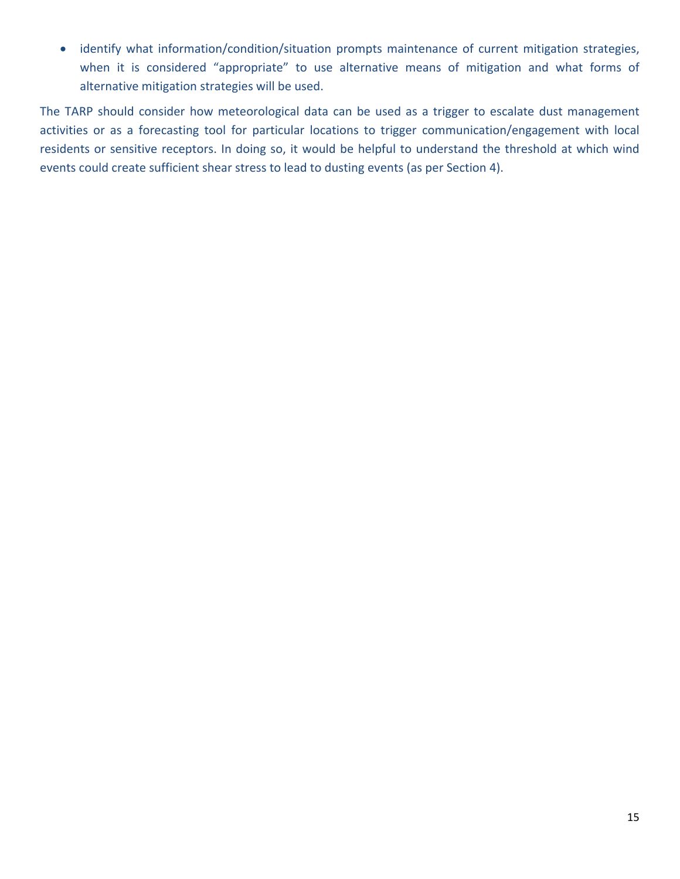- identify what information/condition/situation prompts maintenance of current mitigation strategies, when it is considered "appropriate" to use alternative means of mitigation and what forms of alternative mitigation strategies will be used.

The TARP should consider how meteorological data can be used as a trigger to escalate dust management activities or as a forecasting tool for particular locations to trigger communication/engagement with local residents or sensitive receptors. In doing so, it would be helpful to understand the threshold at which wind events could create sufficient shear stress to lead to dusting events (as per Section 4).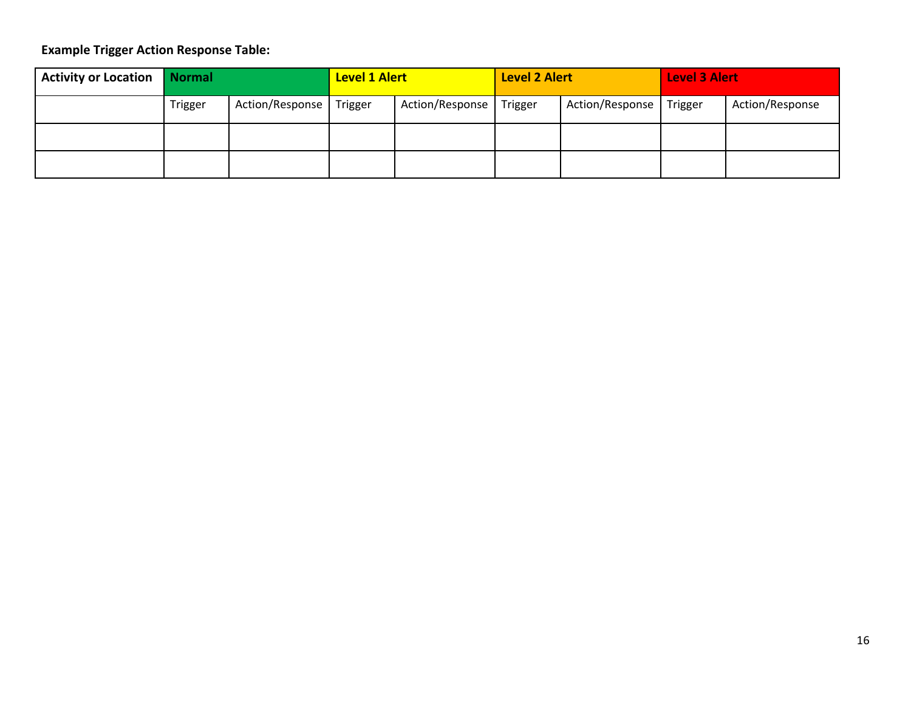**Example Trigger Action Response Table:**

| Activity or Location | Normal | | Level 1 Alert | | Level 2 Alert | | Level 3 Alert | |
|---|---|---|---|---|---|---|---|---|
| | Trigger | Action/Response | Trigger | Action/Response | Trigger | Action/Response | Trigger | Action/Response |
| | | | | | | | | |
| | | | | | | | | |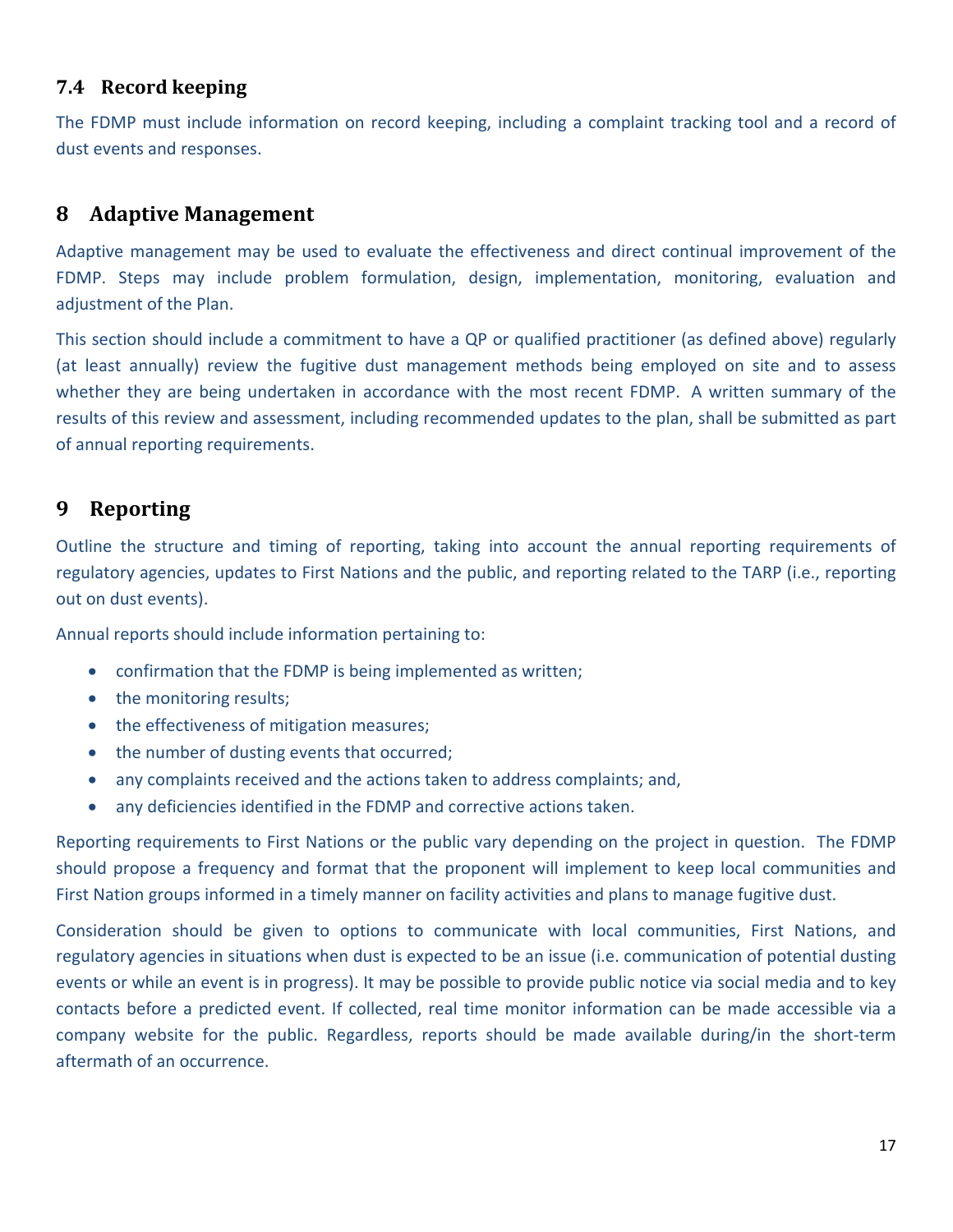### 7.4 Record keeping

The FDMP must include information on record keeping, including a complaint tracking tool and a record of dust events and responses.

## 8 Adaptive Management

Adaptive management may be used to evaluate the effectiveness and direct continual improvement of the FDMP. Steps may include problem formulation, design, implementation, monitoring, evaluation and adjustment of the Plan.

This section should include a commitment to have a QP or qualified practitioner (as defined above) regularly (at least annually) review the fugitive dust management methods being employed on site and to assess whether they are being undertaken in accordance with the most recent FDMP. A written summary of the results of this review and assessment, including recommended updates to the plan, shall be submitted as part of annual reporting requirements.

## 9 Reporting

Outline the structure and timing of reporting, taking into account the annual reporting requirements of regulatory agencies, updates to First Nations and the public, and reporting related to the TARP (i.e., reporting out on dust events).

Annual reports should include information pertaining to:

- confirmation that the FDMP is being implemented as written;
- the monitoring results;
- the effectiveness of mitigation measures;
- the number of dusting events that occurred;
- any complaints received and the actions taken to address complaints; and,
- any deficiencies identified in the FDMP and corrective actions taken.

Reporting requirements to First Nations or the public vary depending on the project in question. The FDMP should propose a frequency and format that the proponent will implement to keep local communities and First Nation groups informed in a timely manner on facility activities and plans to manage fugitive dust.

Consideration should be given to options to communicate with local communities, First Nations, and regulatory agencies in situations when dust is expected to be an issue (i.e. communication of potential dusting events or while an event is in progress). It may be possible to provide public notice via social media and to key contacts before a predicted event. If collected, real time monitor information can be made accessible via a company website for the public. Regardless, reports should be made available during/in the short-term aftermath of an occurrence.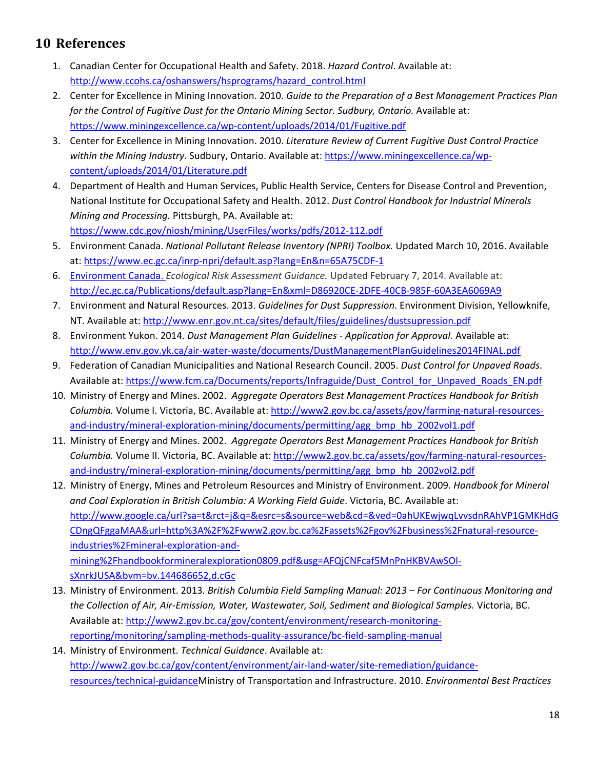# 10 References

1. Canadian Center for Occupational Health and Safety. 2018. *Hazard Control*. Available at: http://www.ccohs.ca/oshanswers/hsprograms/hazard_control.html
2. Center for Excellence in Mining Innovation. 2010. *Guide to the Preparation of a Best Management Practices Plan for the Control of Fugitive Dust for the Ontario Mining Sector. Sudbury, Ontario.* Available at: https://www.miningexcellence.ca/wp-content/uploads/2014/01/Fugitive.pdf
3. Center for Excellence in Mining Innovation. 2010. *Literature Review of Current Fugitive Dust Control Practice within the Mining Industry.* Sudbury, Ontario. Available at: https://www.miningexcellence.ca/wp-content/uploads/2014/01/Literature.pdf
4. Department of Health and Human Services, Public Health Service, Centers for Disease Control and Prevention, National Institute for Occupational Safety and Health. 2012. *Dust Control Handbook for Industrial Minerals Mining and Processing.* Pittsburgh, PA. Available at: https://www.cdc.gov/niosh/mining/UserFiles/works/pdfs/2012-112.pdf
5. Environment Canada. *National Pollutant Release Inventory (NPRI) Toolbox.* Updated March 10, 2016. Available at: https://www.ec.gc.ca/inrp-npri/default.asp?lang=En&n=65A75CDF-1
6. Environment Canada. *Ecological Risk Assessment Guidance.* Updated February 7, 2014. Available at: http://ec.gc.ca/Publications/default.asp?lang=En&xml=D86920CE-2DFE-40CB-985F-60A3EA6069A9
7. Environment and Natural Resources. 2013. *Guidelines for Dust Suppression*. Environment Division, Yellowknife, NT. Available at: http://www.enr.gov.nt.ca/sites/default/files/guidelines/dustsupression.pdf
8. Environment Yukon. 2014. *Dust Management Plan Guidelines - Application for Approval.* Available at: http://www.env.gov.yk.ca/air-water-waste/documents/DustManagementPlanGuidelines2014FINAL.pdf
9. Federation of Canadian Municipalities and National Research Council. 2005. *Dust Control for Unpaved Roads*. Available at: https://www.fcm.ca/Documents/reports/Infraguide/Dust_Control_for_Unpaved_Roads_EN.pdf
10. Ministry of Energy and Mines. 2002. *Aggregate Operators Best Management Practices Handbook for British Columbia.* Volume I. Victoria, BC. Available at: http://www2.gov.bc.ca/assets/gov/farming-natural-resources-and-industry/mineral-exploration-mining/documents/permitting/agg_bmp_hb_2002vol1.pdf
11. Ministry of Energy and Mines. 2002. *Aggregate Operators Best Management Practices Handbook for British Columbia.* Volume II. Victoria, BC. Available at: http://www2.gov.bc.ca/assets/gov/farming-natural-resources-and-industry/mineral-exploration-mining/documents/permitting/agg_bmp_hb_2002vol2.pdf
12. Ministry of Energy, Mines and Petroleum Resources and Ministry of Environment. 2009. *Handbook for Mineral and Coal Exploration in British Columbia: A Working Field Guide*. Victoria, BC. Available at: http://www.google.ca/url?sa=t&rct=j&q=&esrc=s&source=web&cd=&ved=0ahUKEwjwqLvvsdnRAhVP1GMKHdGCDngQFggaMAA&url=http%3A%2F%2Fwww2.gov.bc.ca%2Fassets%2Fgov%2Fbusiness%2Fnatural-resource-industries%2Fmineral-exploration-and-mining%2Fhandbookformineralexploration0809.pdf&usg=AFQjCNFcaf5MnPnHKBVAwSOl-sXnrkJUSA&bvm=bv.144686652,d.cGc
13. Ministry of Environment. 2013. *British Columbia Field Sampling Manual: 2013 – For Continuous Monitoring and the Collection of Air, Air-Emission, Water, Wastewater, Soil, Sediment and Biological Samples.* Victoria, BC. Available at: http://www2.gov.bc.ca/gov/content/environment/research-monitoring-reporting/monitoring/sampling-methods-quality-assurance/bc-field-sampling-manual
14. Ministry of Environment. *Technical Guidance*. Available at: http://www2.gov.bc.ca/gov/content/environment/air-land-water/site-remediation/guidance-resources/technical-guidanceMinistry of Transportation and Infrastructure. 2010. *Environmental Best Practices*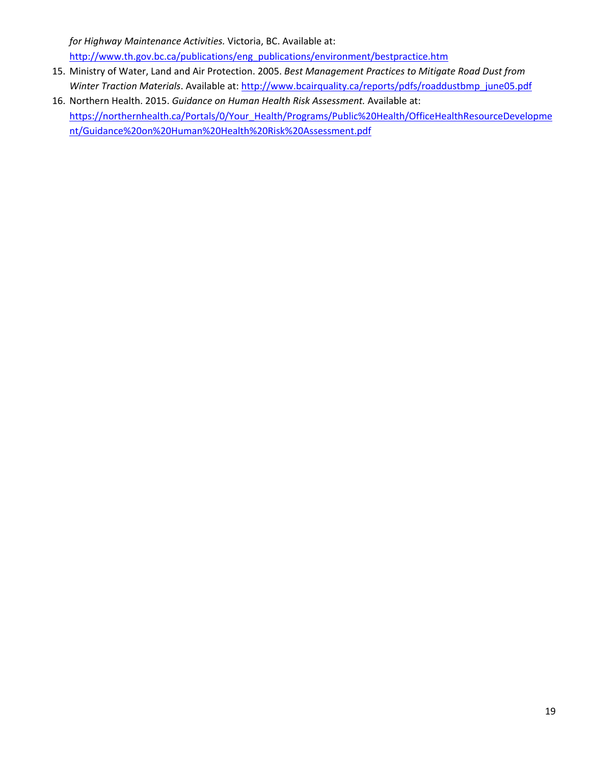*for Highway Maintenance Activities.* Victoria, BC. Available at: http://www.th.gov.bc.ca/publications/eng_publications/environment/bestpractice.htm

15. Ministry of Water, Land and Air Protection. 2005. *Best Management Practices to Mitigate Road Dust from Winter Traction Materials*. Available at: http://www.bcairquality.ca/reports/pdfs/roaddustbmp_june05.pdf
16. Northern Health. 2015. *Guidance on Human Health Risk Assessment.* Available at: https://northernhealth.ca/Portals/0/Your_Health/Programs/Public%20Health/OfficeHealthResourceDevelopment/Guidance%20on%20Human%20Health%20Risk%20Assessment.pdf